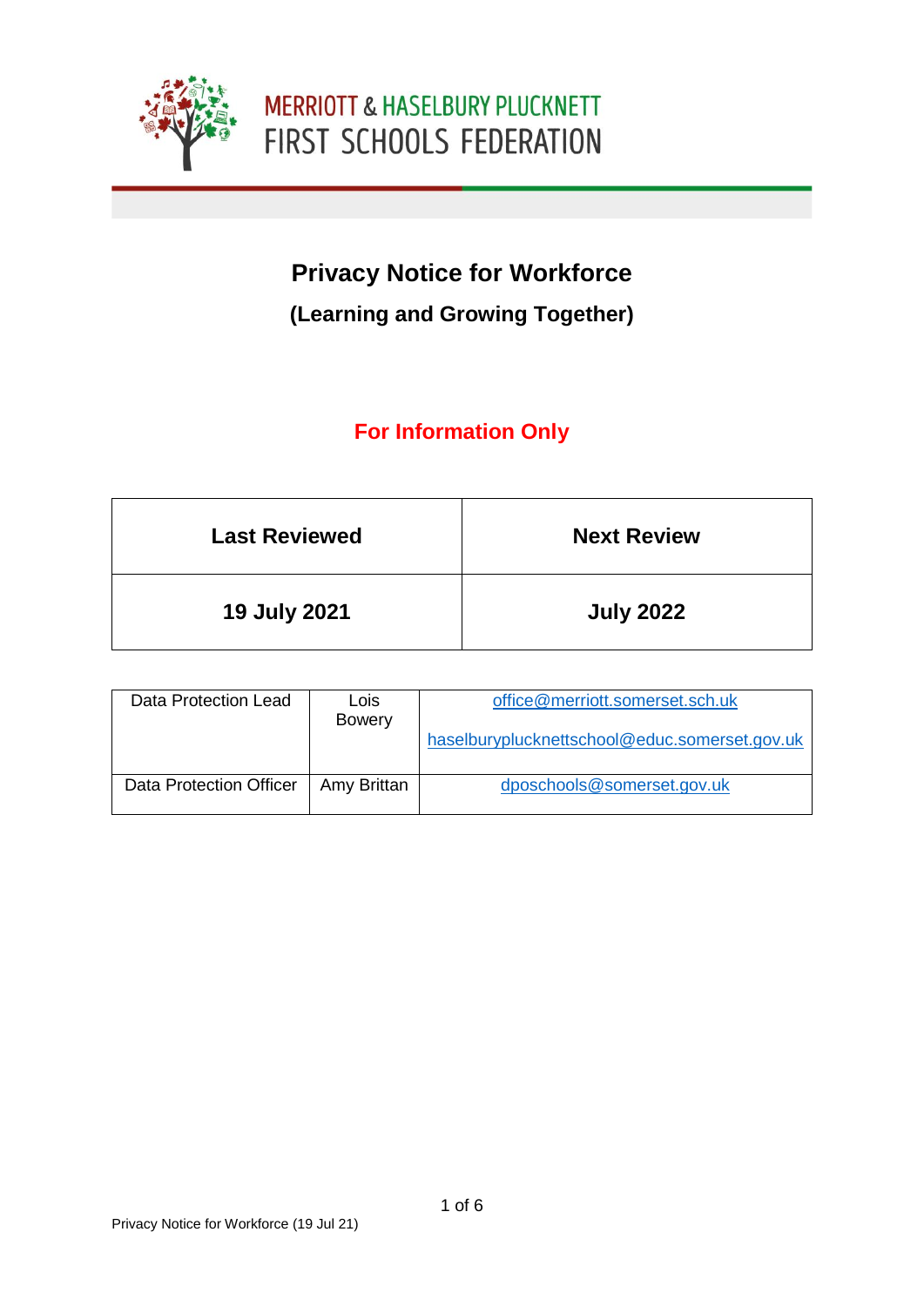MERRIOTT & HASELBURY PLUCKNETT
FIRST SCHOOLS FEDERATION

# Privacy Notice for Workforce

## (Learning and Growing Together)

**For Information Only**

| Last Reviewed | Next Review |
|---|---|
| 19 July 2021 | July 2022 |

| Data Protection Lead | Lois Bowery | office@merriott.somerset.sch.uk<br>haselburyplucknettschool@educ.somerset.gov.uk |
|---|---|---|
| Data Protection Officer | Amy Brittan | dposchools@somerset.gov.uk |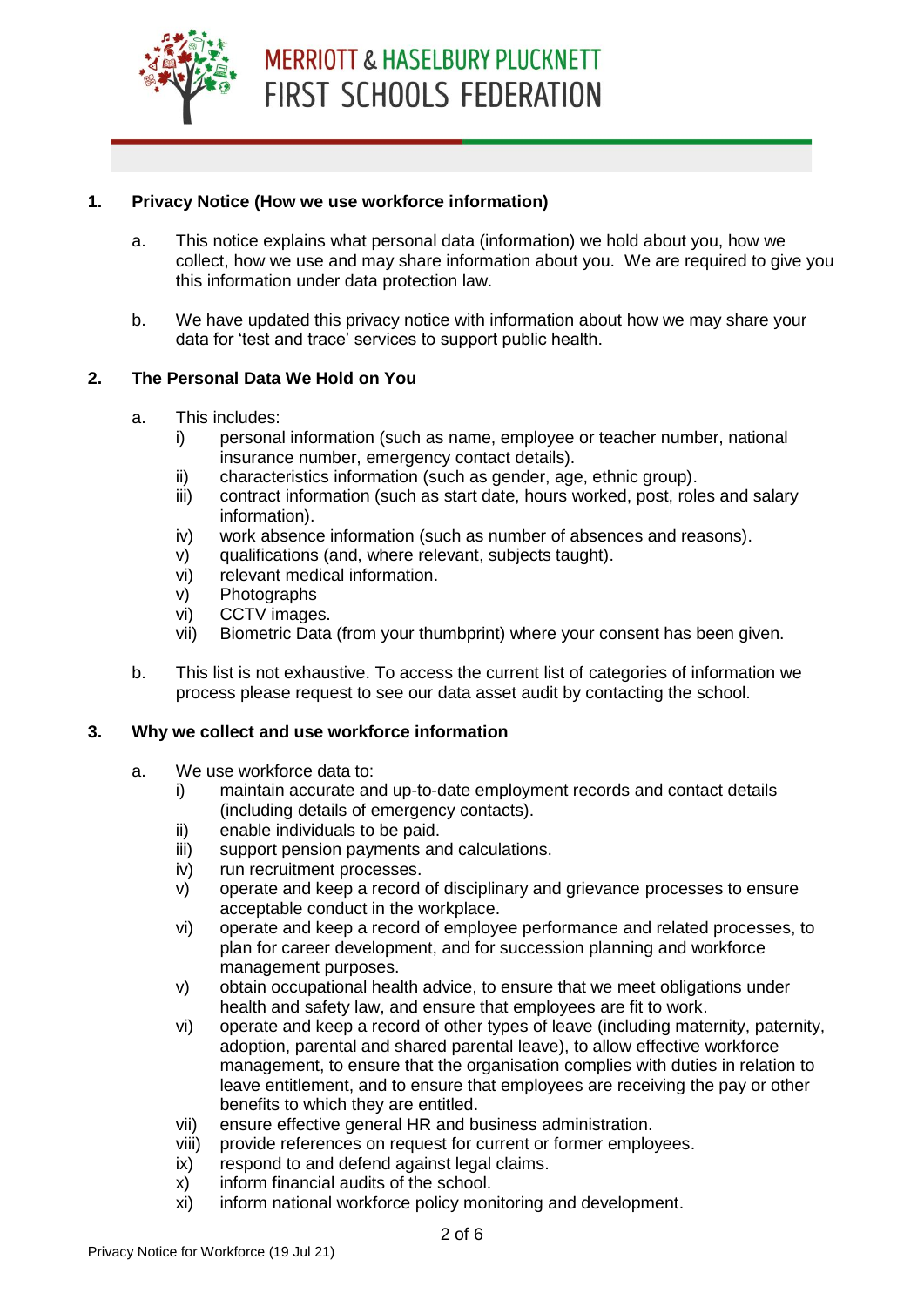## 1. Privacy Notice (How we use workforce information)

a. This notice explains what personal data (information) we hold about you, how we collect, how we use and may share information about you. We are required to give you this information under data protection law.

b. We have updated this privacy notice with information about how we may share your data for 'test and trace' services to support public health.

## 2. The Personal Data We Hold on You

a. This includes:

   i) personal information (such as name, employee or teacher number, national insurance number, emergency contact details).
   ii) characteristics information (such as gender, age, ethnic group).
   iii) contract information (such as start date, hours worked, post, roles and salary information).
   iv) work absence information (such as number of absences and reasons).
   v) qualifications (and, where relevant, subjects taught).
   vi) relevant medical information.
   v) Photographs
   vi) CCTV images.
   vii) Biometric Data (from your thumbprint) where your consent has been given.

b. This list is not exhaustive. To access the current list of categories of information we process please request to see our data asset audit by contacting the school.

## 3. Why we collect and use workforce information

a. We use workforce data to:

   i) maintain accurate and up-to-date employment records and contact details (including details of emergency contacts).
   ii) enable individuals to be paid.
   iii) support pension payments and calculations.
   iv) run recruitment processes.
   v) operate and keep a record of disciplinary and grievance processes to ensure acceptable conduct in the workplace.
   vi) operate and keep a record of employee performance and related processes, to plan for career development, and for succession planning and workforce management purposes.
   v) obtain occupational health advice, to ensure that we meet obligations under health and safety law, and ensure that employees are fit to work.
   vi) operate and keep a record of other types of leave (including maternity, paternity, adoption, parental and shared parental leave), to allow effective workforce management, to ensure that the organisation complies with duties in relation to leave entitlement, and to ensure that employees are receiving the pay or other benefits to which they are entitled.
   vii) ensure effective general HR and business administration.
   viii) provide references on request for current or former employees.
   ix) respond to and defend against legal claims.
   x) inform financial audits of the school.
   xi) inform national workforce policy monitoring and development.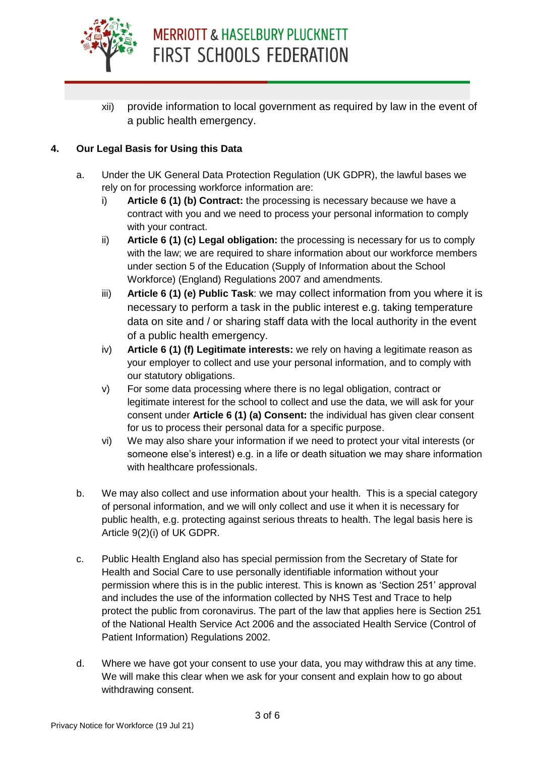xii) provide information to local government as required by law in the event of a public health emergency.

## 4. Our Legal Basis for Using this Data

a. Under the UK General Data Protection Regulation (UK GDPR), the lawful bases we rely on for processing workforce information are:

   i) **Article 6 (1) (b) Contract:** the processing is necessary because we have a contract with you and we need to process your personal information to comply with your contract.

   ii) **Article 6 (1) (c) Legal obligation:** the processing is necessary for us to comply with the law; we are required to share information about our workforce members under section 5 of the Education (Supply of Information about the School Workforce) (England) Regulations 2007 and amendments.

   iii) **Article 6 (1) (e) Public Task**: we may collect information from you where it is necessary to perform a task in the public interest e.g. taking temperature data on site and / or sharing staff data with the local authority in the event of a public health emergency.

   iv) **Article 6 (1) (f) Legitimate interests:** we rely on having a legitimate reason as your employer to collect and use your personal information, and to comply with our statutory obligations.

   v) For some data processing where there is no legal obligation, contract or legitimate interest for the school to collect and use the data, we will ask for your consent under **Article 6 (1) (a) Consent:** the individual has given clear consent for us to process their personal data for a specific purpose.

   vi) We may also share your information if we need to protect your vital interests (or someone else's interest) e.g. in a life or death situation we may share information with healthcare professionals.

b. We may also collect and use information about your health. This is a special category of personal information, and we will only collect and use it when it is necessary for public health, e.g. protecting against serious threats to health. The legal basis here is Article 9(2)(i) of UK GDPR.

c. Public Health England also has special permission from the Secretary of State for Health and Social Care to use personally identifiable information without your permission where this is in the public interest. This is known as 'Section 251' approval and includes the use of the information collected by NHS Test and Trace to help protect the public from coronavirus. The part of the law that applies here is Section 251 of the National Health Service Act 2006 and the associated Health Service (Control of Patient Information) Regulations 2002.

d. Where we have got your consent to use your data, you may withdraw this at any time. We will make this clear when we ask for your consent and explain how to go about withdrawing consent.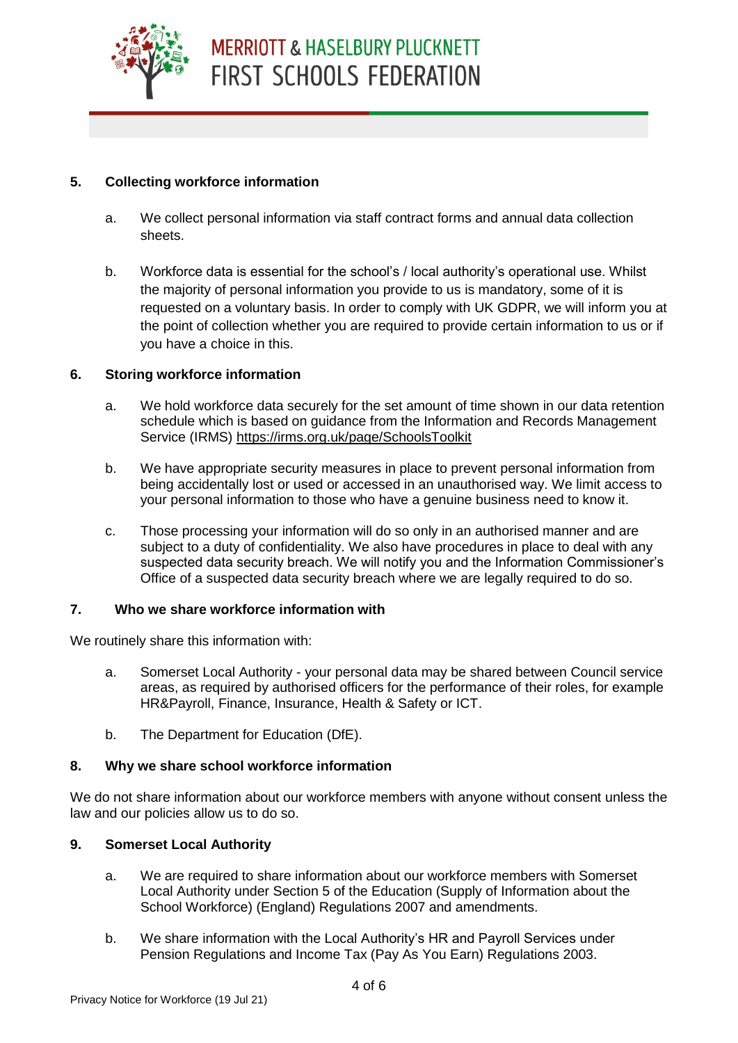## 5. Collecting workforce information

a. We collect personal information via staff contract forms and annual data collection sheets.

b. Workforce data is essential for the school's / local authority's operational use. Whilst the majority of personal information you provide to us is mandatory, some of it is requested on a voluntary basis. In order to comply with UK GDPR, we will inform you at the point of collection whether you are required to provide certain information to us or if you have a choice in this.

## 6. Storing workforce information

a. We hold workforce data securely for the set amount of time shown in our data retention schedule which is based on guidance from the Information and Records Management Service (IRMS) https://irms.org.uk/page/SchoolsToolkit

b. We have appropriate security measures in place to prevent personal information from being accidentally lost or used or accessed in an unauthorised way. We limit access to your personal information to those who have a genuine business need to know it.

c. Those processing your information will do so only in an authorised manner and are subject to a duty of confidentiality. We also have procedures in place to deal with any suspected data security breach. We will notify you and the Information Commissioner's Office of a suspected data security breach where we are legally required to do so.

## 7. Who we share workforce information with

We routinely share this information with:

a. Somerset Local Authority - your personal data may be shared between Council service areas, as required by authorised officers for the performance of their roles, for example HR&Payroll, Finance, Insurance, Health & Safety or ICT.

b. The Department for Education (DfE).

## 8. Why we share school workforce information

We do not share information about our workforce members with anyone without consent unless the law and our policies allow us to do so.

## 9. Somerset Local Authority

a. We are required to share information about our workforce members with Somerset Local Authority under Section 5 of the Education (Supply of Information about the School Workforce) (England) Regulations 2007 and amendments.

b. We share information with the Local Authority's HR and Payroll Services under Pension Regulations and Income Tax (Pay As You Earn) Regulations 2003.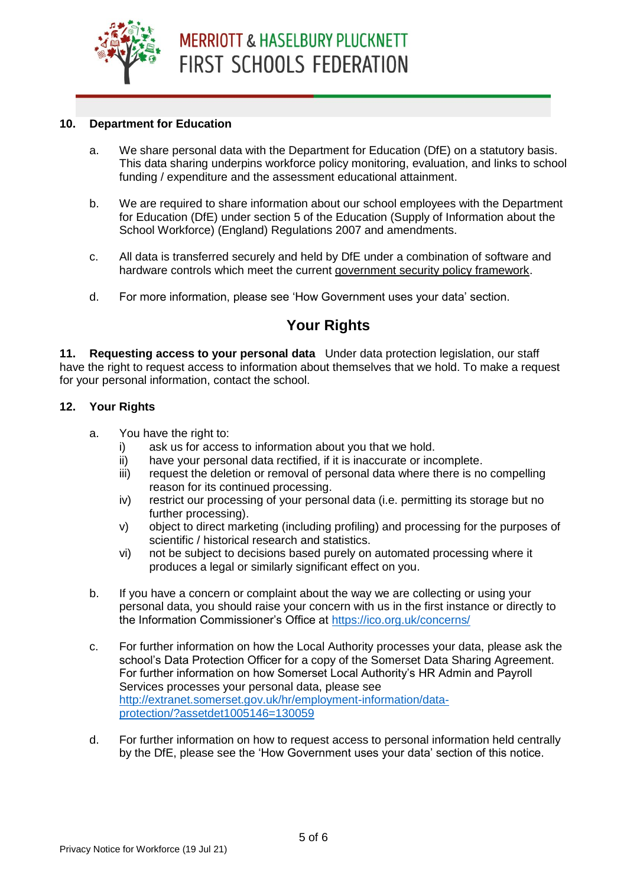**10. Department for Education**

a. We share personal data with the Department for Education (DfE) on a statutory basis. This data sharing underpins workforce policy monitoring, evaluation, and links to school funding / expenditure and the assessment educational attainment.

b. We are required to share information about our school employees with the Department for Education (DfE) under section 5 of the Education (Supply of Information about the School Workforce) (England) Regulations 2007 and amendments.

c. All data is transferred securely and held by DfE under a combination of software and hardware controls which meet the current government security policy framework.

d. For more information, please see 'How Government uses your data' section.

## Your Rights

**11. Requesting access to your personal data** Under data protection legislation, our staff have the right to request access to information about themselves that we hold. To make a request for your personal information, contact the school.

**12. Your Rights**

a. You have the right to:
   - i) ask us for access to information about you that we hold.
   - ii) have your personal data rectified, if it is inaccurate or incomplete.
   - iii) request the deletion or removal of personal data where there is no compelling reason for its continued processing.
   - iv) restrict our processing of your personal data (i.e. permitting its storage but no further processing).
   - v) object to direct marketing (including profiling) and processing for the purposes of scientific / historical research and statistics.
   - vi) not be subject to decisions based purely on automated processing where it produces a legal or similarly significant effect on you.

b. If you have a concern or complaint about the way we are collecting or using your personal data, you should raise your concern with us in the first instance or directly to the Information Commissioner's Office at https://ico.org.uk/concerns/

c. For further information on how the Local Authority processes your data, please ask the school's Data Protection Officer for a copy of the Somerset Data Sharing Agreement. For further information on how Somerset Local Authority's HR Admin and Payroll Services processes your personal data, please see http://extranet.somerset.gov.uk/hr/employment-information/data-protection/?assetdet1005146=130059

d. For further information on how to request access to personal information held centrally by the DfE, please see the 'How Government uses your data' section of this notice.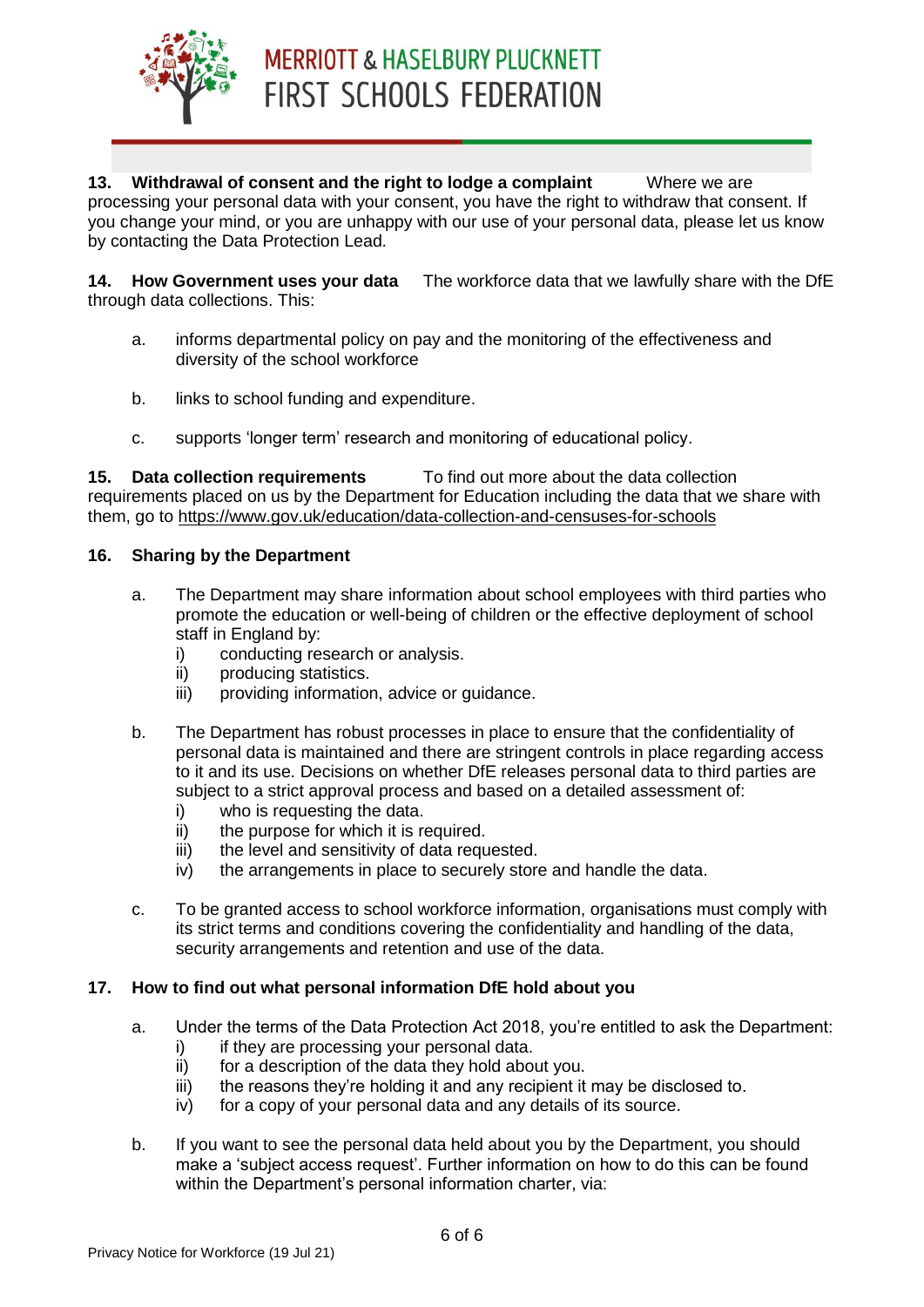**13. Withdrawal of consent and the right to lodge a complaint** Where we are processing your personal data with your consent, you have the right to withdraw that consent. If you change your mind, or you are unhappy with our use of your personal data, please let us know by contacting the Data Protection Lead.

**14. How Government uses your data** The workforce data that we lawfully share with the DfE through data collections. This:

a. informs departmental policy on pay and the monitoring of the effectiveness and diversity of the school workforce

b. links to school funding and expenditure.

c. supports 'longer term' research and monitoring of educational policy.

**15. Data collection requirements** To find out more about the data collection requirements placed on us by the Department for Education including the data that we share with them, go to https://www.gov.uk/education/data-collection-and-censuses-for-schools

**16. Sharing by the Department**

a. The Department may share information about school employees with third parties who promote the education or well-being of children or the effective deployment of school staff in England by:
   i) conducting research or analysis.
   ii) producing statistics.
   iii) providing information, advice or guidance.

b. The Department has robust processes in place to ensure that the confidentiality of personal data is maintained and there are stringent controls in place regarding access to it and its use. Decisions on whether DfE releases personal data to third parties are subject to a strict approval process and based on a detailed assessment of:
   i) who is requesting the data.
   ii) the purpose for which it is required.
   iii) the level and sensitivity of data requested.
   iv) the arrangements in place to securely store and handle the data.

c. To be granted access to school workforce information, organisations must comply with its strict terms and conditions covering the confidentiality and handling of the data, security arrangements and retention and use of the data.

**17. How to find out what personal information DfE hold about you**

a. Under the terms of the Data Protection Act 2018, you're entitled to ask the Department:
   i) if they are processing your personal data.
   ii) for a description of the data they hold about you.
   iii) the reasons they're holding it and any recipient it may be disclosed to.
   iv) for a copy of your personal data and any details of its source.

b. If you want to see the personal data held about you by the Department, you should make a 'subject access request'. Further information on how to do this can be found within the Department's personal information charter, via: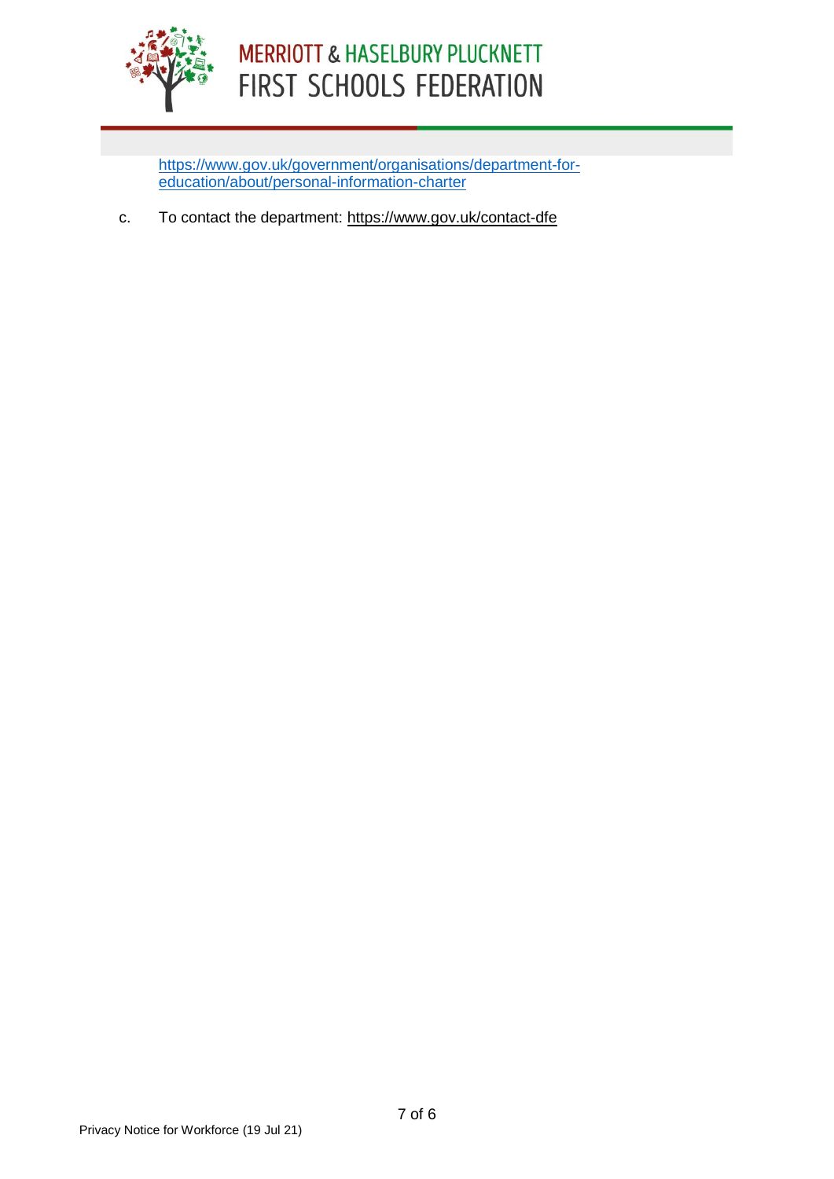https://www.gov.uk/government/organisations/department-for-education/about/personal-information-charter

c. To contact the department: https://www.gov.uk/contact-dfe